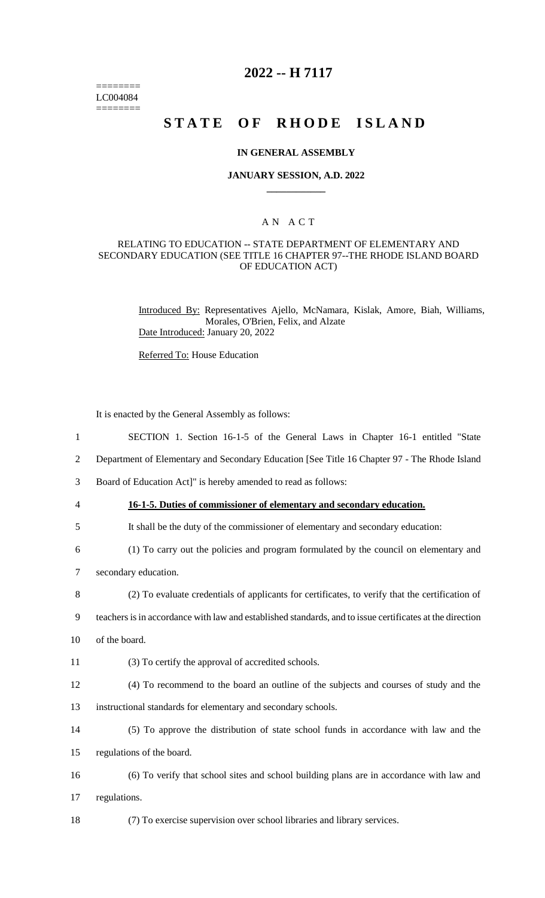========
LC004084
========

# 2022 -- H 7117

# STATE OF RHODE ISLAND

### IN GENERAL ASSEMBLY

### JANUARY SESSION, A.D. 2022

## A N A C T

RELATING TO EDUCATION -- STATE DEPARTMENT OF ELEMENTARY AND SECONDARY EDUCATION (SEE TITLE 16 CHAPTER 97--THE RHODE ISLAND BOARD OF EDUCATION ACT)

Introduced By: Representatives Ajello, McNamara, Kislak, Amore, Biah, Williams, Morales, O'Brien, Felix, and Alzate
Date Introduced: January 20, 2022

Referred To: House Education

It is enacted by the General Assembly as follows:

1 SECTION 1. Section 16-1-5 of the General Laws in Chapter 16-1 entitled "State
2 Department of Elementary and Secondary Education [See Title 16 Chapter 97 - The Rhode Island
3 Board of Education Act]" is hereby amended to read as follows:

4 **16-1-5. Duties of commissioner of elementary and secondary education.**

5 It shall be the duty of the commissioner of elementary and secondary education:

6 (1) To carry out the policies and program formulated by the council on elementary and
7 secondary education.

8 (2) To evaluate credentials of applicants for certificates, to verify that the certification of
9 teachers is in accordance with law and established standards, and to issue certificates at the direction
10 of the board.

11 (3) To certify the approval of accredited schools.

12 (4) To recommend to the board an outline of the subjects and courses of study and the
13 instructional standards for elementary and secondary schools.

14 (5) To approve the distribution of state school funds in accordance with law and the
15 regulations of the board.

16 (6) To verify that school sites and school building plans are in accordance with law and
17 regulations.

18 (7) To exercise supervision over school libraries and library services.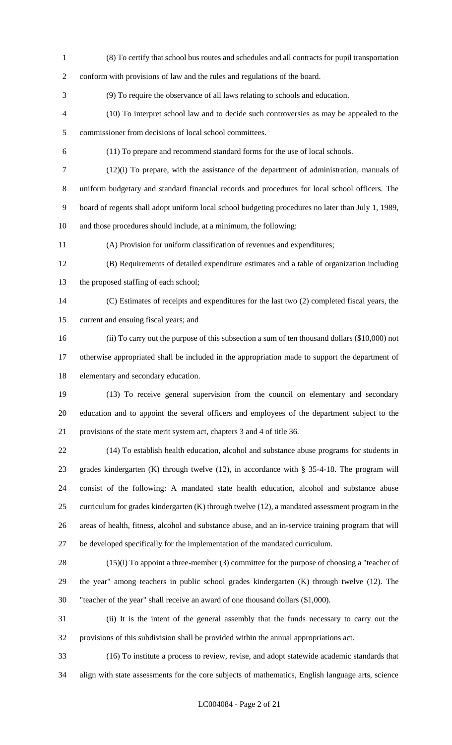(8) To certify that school bus routes and schedules and all contracts for pupil transportation conform with provisions of law and the rules and regulations of the board.

(9) To require the observance of all laws relating to schools and education.

(10) To interpret school law and to decide such controversies as may be appealed to the commissioner from decisions of local school committees.

(11) To prepare and recommend standard forms for the use of local schools.

(12)(i) To prepare, with the assistance of the department of administration, manuals of uniform budgetary and standard financial records and procedures for local school officers. The board of regents shall adopt uniform local school budgeting procedures no later than July 1, 1989, and those procedures should include, at a minimum, the following:

(A) Provision for uniform classification of revenues and expenditures;

(B) Requirements of detailed expenditure estimates and a table of organization including the proposed staffing of each school;

(C) Estimates of receipts and expenditures for the last two (2) completed fiscal years, the current and ensuing fiscal years; and

(ii) To carry out the purpose of this subsection a sum of ten thousand dollars ($10,000) not otherwise appropriated shall be included in the appropriation made to support the department of elementary and secondary education.

(13) To receive general supervision from the council on elementary and secondary education and to appoint the several officers and employees of the department subject to the provisions of the state merit system act, chapters 3 and 4 of title 36.

(14) To establish health education, alcohol and substance abuse programs for students in grades kindergarten (K) through twelve (12), in accordance with § 35-4-18. The program will consist of the following: A mandated state health education, alcohol and substance abuse curriculum for grades kindergarten (K) through twelve (12), a mandated assessment program in the areas of health, fitness, alcohol and substance abuse, and an in-service training program that will be developed specifically for the implementation of the mandated curriculum.

(15)(i) To appoint a three-member (3) committee for the purpose of choosing a "teacher of the year" among teachers in public school grades kindergarten (K) through twelve (12). The "teacher of the year" shall receive an award of one thousand dollars ($1,000).

(ii) It is the intent of the general assembly that the funds necessary to carry out the provisions of this subdivision shall be provided within the annual appropriations act.

(16) To institute a process to review, revise, and adopt statewide academic standards that align with state assessments for the core subjects of mathematics, English language arts, science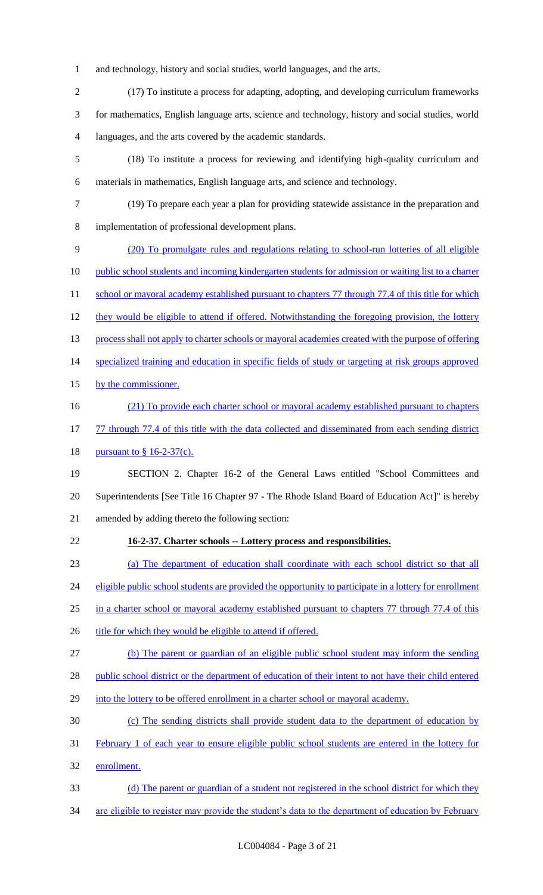and technology, history and social studies, world languages, and the arts.

(17) To institute a process for adapting, adopting, and developing curriculum frameworks for mathematics, English language arts, science and technology, history and social studies, world languages, and the arts covered by the academic standards.

(18) To institute a process for reviewing and identifying high-quality curriculum and materials in mathematics, English language arts, and science and technology.

(19) To prepare each year a plan for providing statewide assistance in the preparation and implementation of professional development plans.

(20) To promulgate rules and regulations relating to school-run lotteries of all eligible public school students and incoming kindergarten students for admission or waiting list to a charter school or mayoral academy established pursuant to chapters 77 through 77.4 of this title for which they would be eligible to attend if offered. Notwithstanding the foregoing provision, the lottery process shall not apply to charter schools or mayoral academies created with the purpose of offering specialized training and education in specific fields of study or targeting at risk groups approved by the commissioner.

(21) To provide each charter school or mayoral academy established pursuant to chapters 77 through 77.4 of this title with the data collected and disseminated from each sending district pursuant to § 16-2-37(c).

SECTION 2. Chapter 16-2 of the General Laws entitled "School Committees and Superintendents [See Title 16 Chapter 97 - The Rhode Island Board of Education Act]" is hereby amended by adding thereto the following section:

**16-2-37. Charter schools -- Lottery process and responsibilities.**

(a) The department of education shall coordinate with each school district so that all eligible public school students are provided the opportunity to participate in a lottery for enrollment in a charter school or mayoral academy established pursuant to chapters 77 through 77.4 of this title for which they would be eligible to attend if offered.

(b) The parent or guardian of an eligible public school student may inform the sending public school district or the department of education of their intent to not have their child entered into the lottery to be offered enrollment in a charter school or mayoral academy.

(c) The sending districts shall provide student data to the department of education by February 1 of each year to ensure eligible public school students are entered in the lottery for enrollment.

(d) The parent or guardian of a student not registered in the school district for which they are eligible to register may provide the student's data to the department of education by February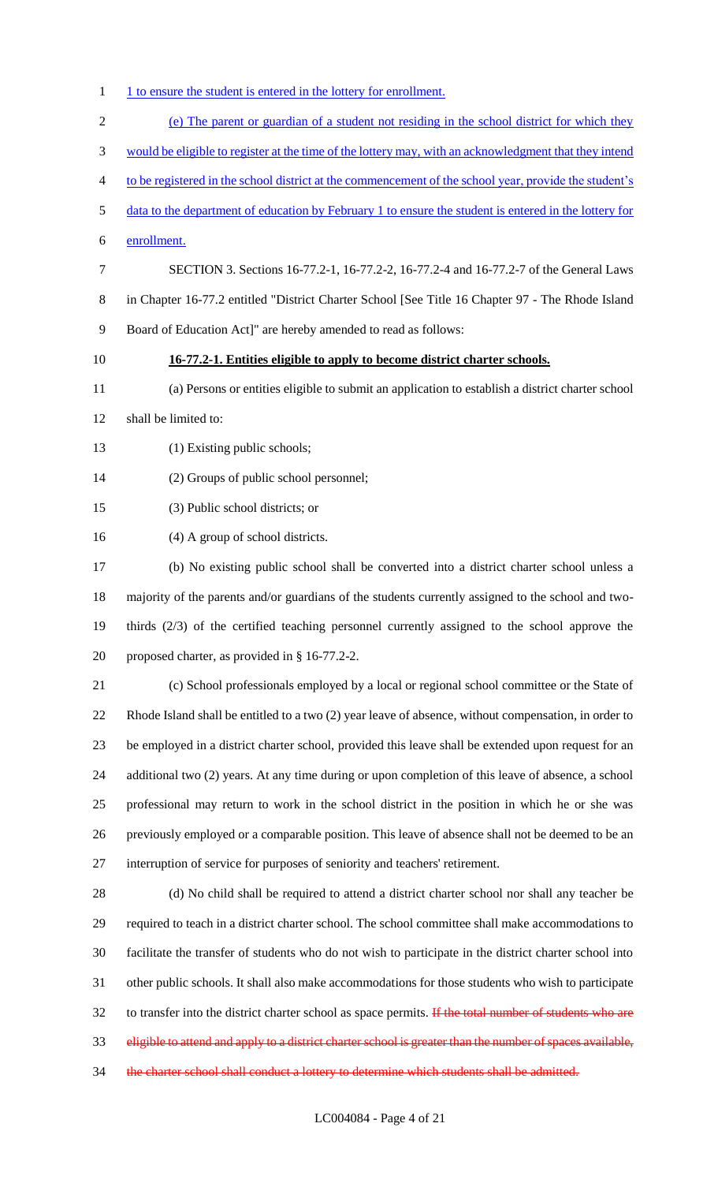1 to ensure the student is entered in the lottery for enrollment.

(e) The parent or guardian of a student not residing in the school district for which they would be eligible to register at the time of the lottery may, with an acknowledgment that they intend to be registered in the school district at the commencement of the school year, provide the student's data to the department of education by February 1 to ensure the student is entered in the lottery for enrollment.

SECTION 3. Sections 16-77.2-1, 16-77.2-2, 16-77.2-4 and 16-77.2-7 of the General Laws in Chapter 16-77.2 entitled "District Charter School [See Title 16 Chapter 97 - The Rhode Island Board of Education Act]" are hereby amended to read as follows:

**16-77.2-1. Entities eligible to apply to become district charter schools.**

(a) Persons or entities eligible to submit an application to establish a district charter school shall be limited to:

(1) Existing public schools;

(2) Groups of public school personnel;

(3) Public school districts; or

(4) A group of school districts.

(b) No existing public school shall be converted into a district charter school unless a majority of the parents and/or guardians of the students currently assigned to the school and two-thirds (2/3) of the certified teaching personnel currently assigned to the school approve the proposed charter, as provided in § 16-77.2-2.

(c) School professionals employed by a local or regional school committee or the State of Rhode Island shall be entitled to a two (2) year leave of absence, without compensation, in order to be employed in a district charter school, provided this leave shall be extended upon request for an additional two (2) years. At any time during or upon completion of this leave of absence, a school professional may return to work in the school district in the position in which he or she was previously employed or a comparable position. This leave of absence shall not be deemed to be an interruption of service for purposes of seniority and teachers' retirement.

(d) No child shall be required to attend a district charter school nor shall any teacher be required to teach in a district charter school. The school committee shall make accommodations to facilitate the transfer of students who do not wish to participate in the district charter school into other public schools. It shall also make accommodations for those students who wish to participate to transfer into the district charter school as space permits. ~~If the total number of students who are eligible to attend and apply to a district charter school is greater than the number of spaces available, the charter school shall conduct a lottery to determine which students shall be admitted.~~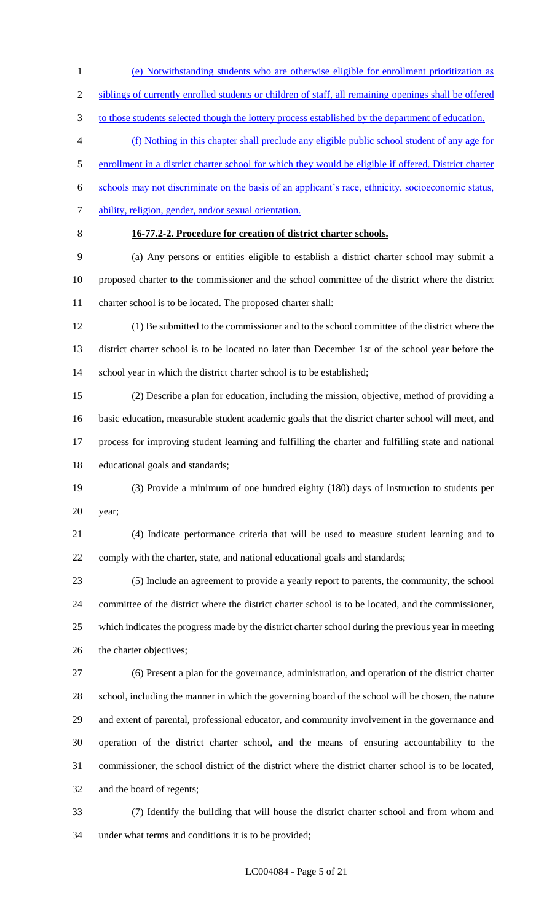(e) Notwithstanding students who are otherwise eligible for enrollment prioritization as siblings of currently enrolled students or children of staff, all remaining openings shall be offered to those students selected though the lottery process established by the department of education.

(f) Nothing in this chapter shall preclude any eligible public school student of any age for enrollment in a district charter school for which they would be eligible if offered. District charter schools may not discriminate on the basis of an applicant's race, ethnicity, socioeconomic status, ability, religion, gender, and/or sexual orientation.

**16-77.2-2. Procedure for creation of district charter schools.**

(a) Any persons or entities eligible to establish a district charter school may submit a proposed charter to the commissioner and the school committee of the district where the district charter school is to be located. The proposed charter shall:

(1) Be submitted to the commissioner and to the school committee of the district where the district charter school is to be located no later than December 1st of the school year before the school year in which the district charter school is to be established;

(2) Describe a plan for education, including the mission, objective, method of providing a basic education, measurable student academic goals that the district charter school will meet, and process for improving student learning and fulfilling the charter and fulfilling state and national educational goals and standards;

(3) Provide a minimum of one hundred eighty (180) days of instruction to students per year;

(4) Indicate performance criteria that will be used to measure student learning and to comply with the charter, state, and national educational goals and standards;

(5) Include an agreement to provide a yearly report to parents, the community, the school committee of the district where the district charter school is to be located, and the commissioner, which indicates the progress made by the district charter school during the previous year in meeting the charter objectives;

(6) Present a plan for the governance, administration, and operation of the district charter school, including the manner in which the governing board of the school will be chosen, the nature and extent of parental, professional educator, and community involvement in the governance and operation of the district charter school, and the means of ensuring accountability to the commissioner, the school district of the district where the district charter school is to be located, and the board of regents;

(7) Identify the building that will house the district charter school and from whom and under what terms and conditions it is to be provided;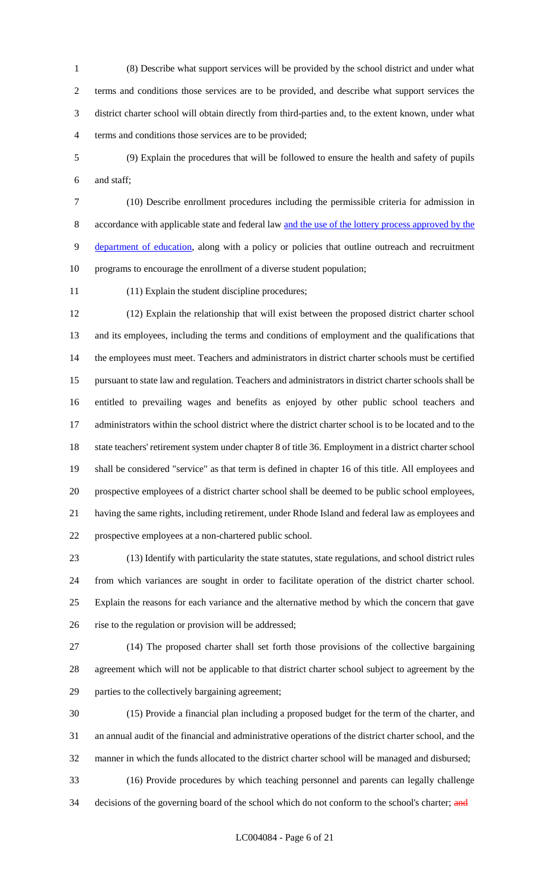(8) Describe what support services will be provided by the school district and under what terms and conditions those services are to be provided, and describe what support services the district charter school will obtain directly from third-parties and, to the extent known, under what terms and conditions those services are to be provided;

(9) Explain the procedures that will be followed to ensure the health and safety of pupils and staff;

(10) Describe enrollment procedures including the permissible criteria for admission in accordance with applicable state and federal law and the use of the lottery process approved by the department of education, along with a policy or policies that outline outreach and recruitment programs to encourage the enrollment of a diverse student population;

(11) Explain the student discipline procedures;

(12) Explain the relationship that will exist between the proposed district charter school and its employees, including the terms and conditions of employment and the qualifications that the employees must meet. Teachers and administrators in district charter schools must be certified pursuant to state law and regulation. Teachers and administrators in district charter schools shall be entitled to prevailing wages and benefits as enjoyed by other public school teachers and administrators within the school district where the district charter school is to be located and to the state teachers' retirement system under chapter 8 of title 36. Employment in a district charter school shall be considered "service" as that term is defined in chapter 16 of this title. All employees and prospective employees of a district charter school shall be deemed to be public school employees, having the same rights, including retirement, under Rhode Island and federal law as employees and prospective employees at a non-chartered public school.

(13) Identify with particularity the state statutes, state regulations, and school district rules from which variances are sought in order to facilitate operation of the district charter school. Explain the reasons for each variance and the alternative method by which the concern that gave rise to the regulation or provision will be addressed;

(14) The proposed charter shall set forth those provisions of the collective bargaining agreement which will not be applicable to that district charter school subject to agreement by the parties to the collectively bargaining agreement;

(15) Provide a financial plan including a proposed budget for the term of the charter, and an annual audit of the financial and administrative operations of the district charter school, and the manner in which the funds allocated to the district charter school will be managed and disbursed;

(16) Provide procedures by which teaching personnel and parents can legally challenge decisions of the governing board of the school which do not conform to the school's charter; ~~and~~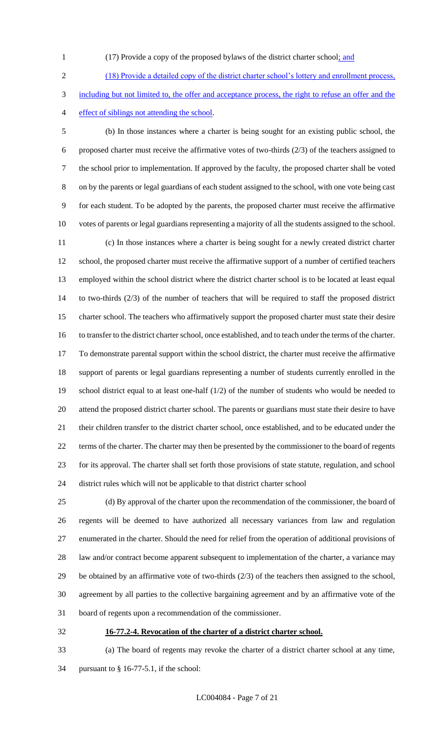(17) Provide a copy of the proposed bylaws of the district charter school; and

(18) Provide a detailed copy of the district charter school's lottery and enrollment process, including but not limited to, the offer and acceptance process, the right to refuse an offer and the effect of siblings not attending the school.

(b) In those instances where a charter is being sought for an existing public school, the proposed charter must receive the affirmative votes of two-thirds (2/3) of the teachers assigned to the school prior to implementation. If approved by the faculty, the proposed charter shall be voted on by the parents or legal guardians of each student assigned to the school, with one vote being cast for each student. To be adopted by the parents, the proposed charter must receive the affirmative votes of parents or legal guardians representing a majority of all the students assigned to the school.

(c) In those instances where a charter is being sought for a newly created district charter school, the proposed charter must receive the affirmative support of a number of certified teachers employed within the school district where the district charter school is to be located at least equal to two-thirds (2/3) of the number of teachers that will be required to staff the proposed district charter school. The teachers who affirmatively support the proposed charter must state their desire to transfer to the district charter school, once established, and to teach under the terms of the charter. To demonstrate parental support within the school district, the charter must receive the affirmative support of parents or legal guardians representing a number of students currently enrolled in the school district equal to at least one-half (1/2) of the number of students who would be needed to attend the proposed district charter school. The parents or guardians must state their desire to have their children transfer to the district charter school, once established, and to be educated under the terms of the charter. The charter may then be presented by the commissioner to the board of regents for its approval. The charter shall set forth those provisions of state statute, regulation, and school district rules which will not be applicable to that district charter school

(d) By approval of the charter upon the recommendation of the commissioner, the board of regents will be deemed to have authorized all necessary variances from law and regulation enumerated in the charter. Should the need for relief from the operation of additional provisions of law and/or contract become apparent subsequent to implementation of the charter, a variance may be obtained by an affirmative vote of two-thirds (2/3) of the teachers then assigned to the school, agreement by all parties to the collective bargaining agreement and by an affirmative vote of the board of regents upon a recommendation of the commissioner.

**16-77.2-4. Revocation of the charter of a district charter school.**

(a) The board of regents may revoke the charter of a district charter school at any time, pursuant to § 16-77-5.1, if the school: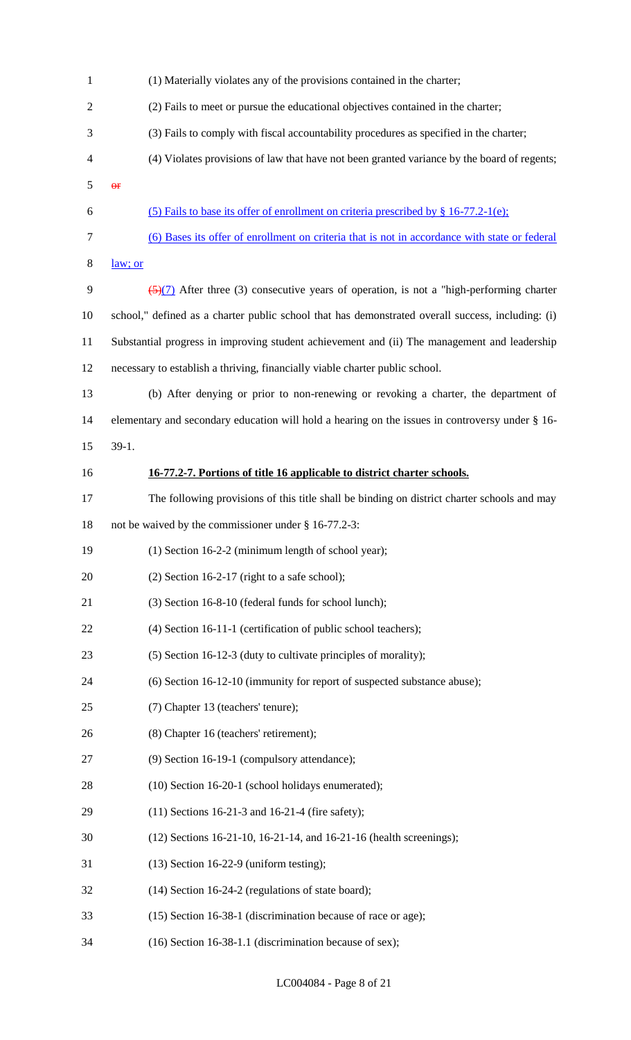(1) Materially violates any of the provisions contained in the charter;

(2) Fails to meet or pursue the educational objectives contained in the charter;

(3) Fails to comply with fiscal accountability procedures as specified in the charter;

(4) Violates provisions of law that have not been granted variance by the board of regents; ~~or~~

(5) Fails to base its offer of enrollment on criteria prescribed by § 16-77.2-1(e);

(6) Bases its offer of enrollment on criteria that is not in accordance with state or federal law; or

~~(5)~~(7) After three (3) consecutive years of operation, is not a "high-performing charter school," defined as a charter public school that has demonstrated overall success, including: (i) Substantial progress in improving student achievement and (ii) The management and leadership necessary to establish a thriving, financially viable charter public school.

(b) After denying or prior to non-renewing or revoking a charter, the department of elementary and secondary education will hold a hearing on the issues in controversy under § 16-39-1.

**16-77.2-7. Portions of title 16 applicable to district charter schools.**

The following provisions of this title shall be binding on district charter schools and may not be waived by the commissioner under § 16-77.2-3:

(1) Section 16-2-2 (minimum length of school year);

(2) Section 16-2-17 (right to a safe school);

(3) Section 16-8-10 (federal funds for school lunch);

(4) Section 16-11-1 (certification of public school teachers);

(5) Section 16-12-3 (duty to cultivate principles of morality);

(6) Section 16-12-10 (immunity for report of suspected substance abuse);

(7) Chapter 13 (teachers' tenure);

(8) Chapter 16 (teachers' retirement);

(9) Section 16-19-1 (compulsory attendance);

(10) Section 16-20-1 (school holidays enumerated);

(11) Sections 16-21-3 and 16-21-4 (fire safety);

(12) Sections 16-21-10, 16-21-14, and 16-21-16 (health screenings);

(13) Section 16-22-9 (uniform testing);

(14) Section 16-24-2 (regulations of state board);

(15) Section 16-38-1 (discrimination because of race or age);

(16) Section 16-38-1.1 (discrimination because of sex);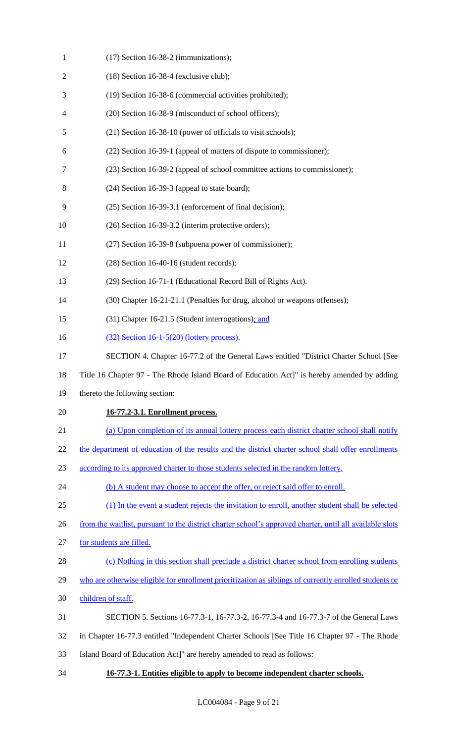(17) Section 16-38-2 (immunizations);

(18) Section 16-38-4 (exclusive club);

(19) Section 16-38-6 (commercial activities prohibited);

(20) Section 16-38-9 (misconduct of school officers);

(21) Section 16-38-10 (power of officials to visit schools);

(22) Section 16-39-1 (appeal of matters of dispute to commissioner);

(23) Section 16-39-2 (appeal of school committee actions to commissioner);

(24) Section 16-39-3 (appeal to state board);

(25) Section 16-39-3.1 (enforcement of final decision);

(26) Section 16-39-3.2 (interim protective orders);

(27) Section 16-39-8 (subpoena power of commissioner);

(28) Section 16-40-16 (student records);

(29) Section 16-71-1 (Educational Record Bill of Rights Act).

(30) Chapter 16-21-21.1 (Penalties for drug, alcohol or weapons offenses);

(31) Chapter 16-21.5 (Student interrogations); and

(32) Section 16-1-5(20) (lottery process).

SECTION 4. Chapter 16-77.2 of the General Laws entitled "District Charter School [See Title 16 Chapter 97 - The Rhode Island Board of Education Act]" is hereby amended by adding thereto the following section:

**16-77.2-3.1. Enrollment process.**

(a) Upon completion of its annual lottery process each district charter school shall notify the department of education of the results and the district charter school shall offer enrollments according to its approved charter to those students selected in the random lottery.

(b) A student may choose to accept the offer, or reject said offer to enroll.

(1) In the event a student rejects the invitation to enroll, another student shall be selected from the waitlist, pursuant to the district charter school's approved charter, until all available slots for students are filled.

(c) Nothing in this section shall preclude a district charter school from enrolling students who are otherwise eligible for enrollment prioritization as siblings of currently enrolled students or children of staff.

SECTION 5. Sections 16-77.3-1, 16-77.3-2, 16-77.3-4 and 16-77.3-7 of the General Laws in Chapter 16-77.3 entitled "Independent Charter Schools [See Title 16 Chapter 97 - The Rhode Island Board of Education Act]" are hereby amended to read as follows:

**16-77.3-1. Entities eligible to apply to become independent charter schools.**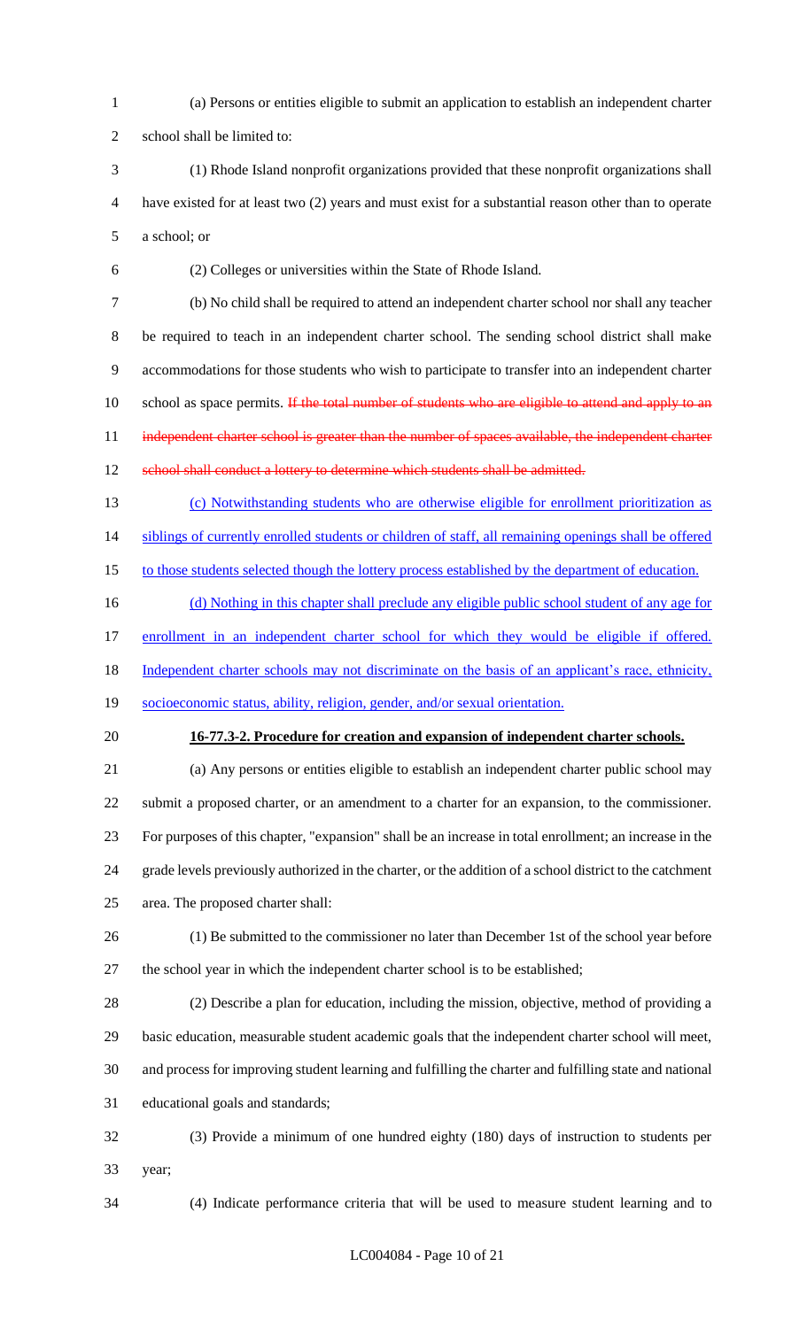(a) Persons or entities eligible to submit an application to establish an independent charter school shall be limited to:

(1) Rhode Island nonprofit organizations provided that these nonprofit organizations shall have existed for at least two (2) years and must exist for a substantial reason other than to operate a school; or

(2) Colleges or universities within the State of Rhode Island.

(b) No child shall be required to attend an independent charter school nor shall any teacher be required to teach in an independent charter school. The sending school district shall make accommodations for those students who wish to participate to transfer into an independent charter school as space permits. ~~If the total number of students who are eligible to attend and apply to an independent charter school is greater than the number of spaces available, the independent charter school shall conduct a lottery to determine which students shall be admitted.~~

<u>(c) Notwithstanding students who are otherwise eligible for enrollment prioritization as siblings of currently enrolled students or children of staff, all remaining openings shall be offered to those students selected though the lottery process established by the department of education.</u>

<u>(d) Nothing in this chapter shall preclude any eligible public school student of any age for enrollment in an independent charter school for which they would be eligible if offered. Independent charter schools may not discriminate on the basis of an applicant's race, ethnicity, socioeconomic status, ability, religion, gender, and/or sexual orientation.</u>

**<u>16-77.3-2. Procedure for creation and expansion of independent charter schools.</u>**

(a) Any persons or entities eligible to establish an independent charter public school may submit a proposed charter, or an amendment to a charter for an expansion, to the commissioner. For purposes of this chapter, "expansion" shall be an increase in total enrollment; an increase in the grade levels previously authorized in the charter, or the addition of a school district to the catchment area. The proposed charter shall:

(1) Be submitted to the commissioner no later than December 1st of the school year before the school year in which the independent charter school is to be established;

(2) Describe a plan for education, including the mission, objective, method of providing a basic education, measurable student academic goals that the independent charter school will meet, and process for improving student learning and fulfilling the charter and fulfilling state and national educational goals and standards;

(3) Provide a minimum of one hundred eighty (180) days of instruction to students per year;

(4) Indicate performance criteria that will be used to measure student learning and to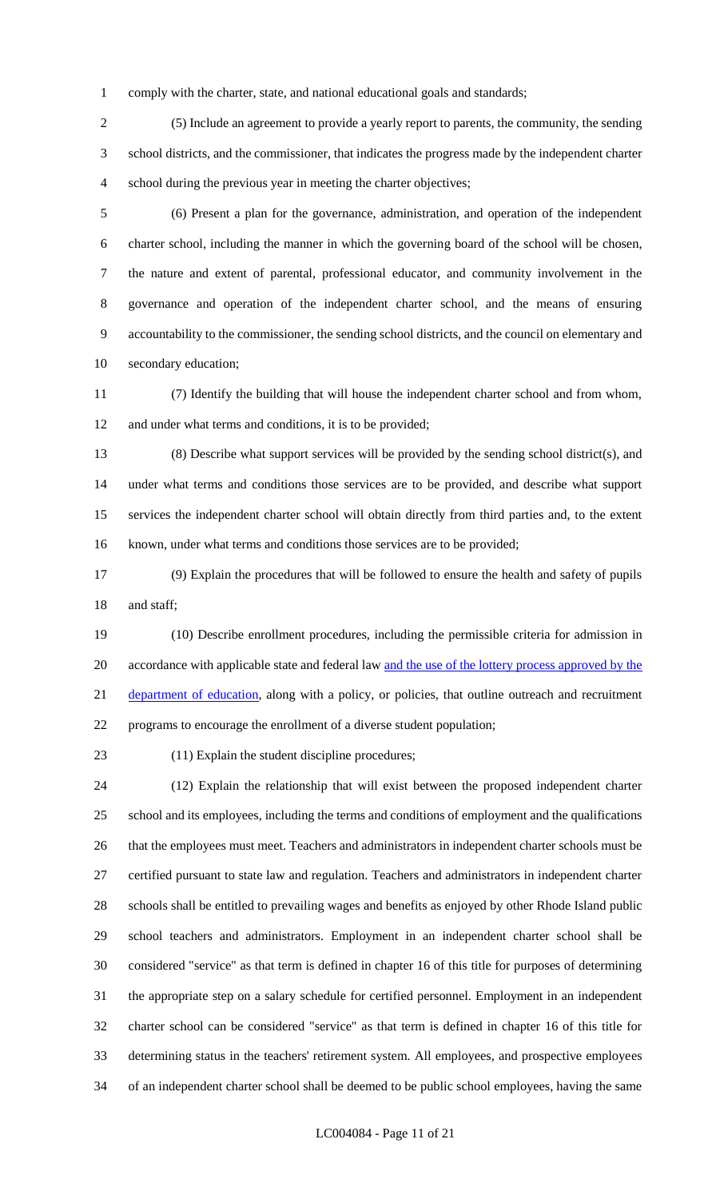comply with the charter, state, and national educational goals and standards;

(5) Include an agreement to provide a yearly report to parents, the community, the sending school districts, and the commissioner, that indicates the progress made by the independent charter school during the previous year in meeting the charter objectives;

(6) Present a plan for the governance, administration, and operation of the independent charter school, including the manner in which the governing board of the school will be chosen, the nature and extent of parental, professional educator, and community involvement in the governance and operation of the independent charter school, and the means of ensuring accountability to the commissioner, the sending school districts, and the council on elementary and secondary education;

(7) Identify the building that will house the independent charter school and from whom, and under what terms and conditions, it is to be provided;

(8) Describe what support services will be provided by the sending school district(s), and under what terms and conditions those services are to be provided, and describe what support services the independent charter school will obtain directly from third parties and, to the extent known, under what terms and conditions those services are to be provided;

(9) Explain the procedures that will be followed to ensure the health and safety of pupils and staff;

(10) Describe enrollment procedures, including the permissible criteria for admission in accordance with applicable state and federal law <u>and the use of the lottery process approved by the department of education</u>, along with a policy, or policies, that outline outreach and recruitment programs to encourage the enrollment of a diverse student population;

(11) Explain the student discipline procedures;

(12) Explain the relationship that will exist between the proposed independent charter school and its employees, including the terms and conditions of employment and the qualifications that the employees must meet. Teachers and administrators in independent charter schools must be certified pursuant to state law and regulation. Teachers and administrators in independent charter schools shall be entitled to prevailing wages and benefits as enjoyed by other Rhode Island public school teachers and administrators. Employment in an independent charter school shall be considered "service" as that term is defined in chapter 16 of this title for purposes of determining the appropriate step on a salary schedule for certified personnel. Employment in an independent charter school can be considered "service" as that term is defined in chapter 16 of this title for determining status in the teachers' retirement system. All employees, and prospective employees of an independent charter school shall be deemed to be public school employees, having the same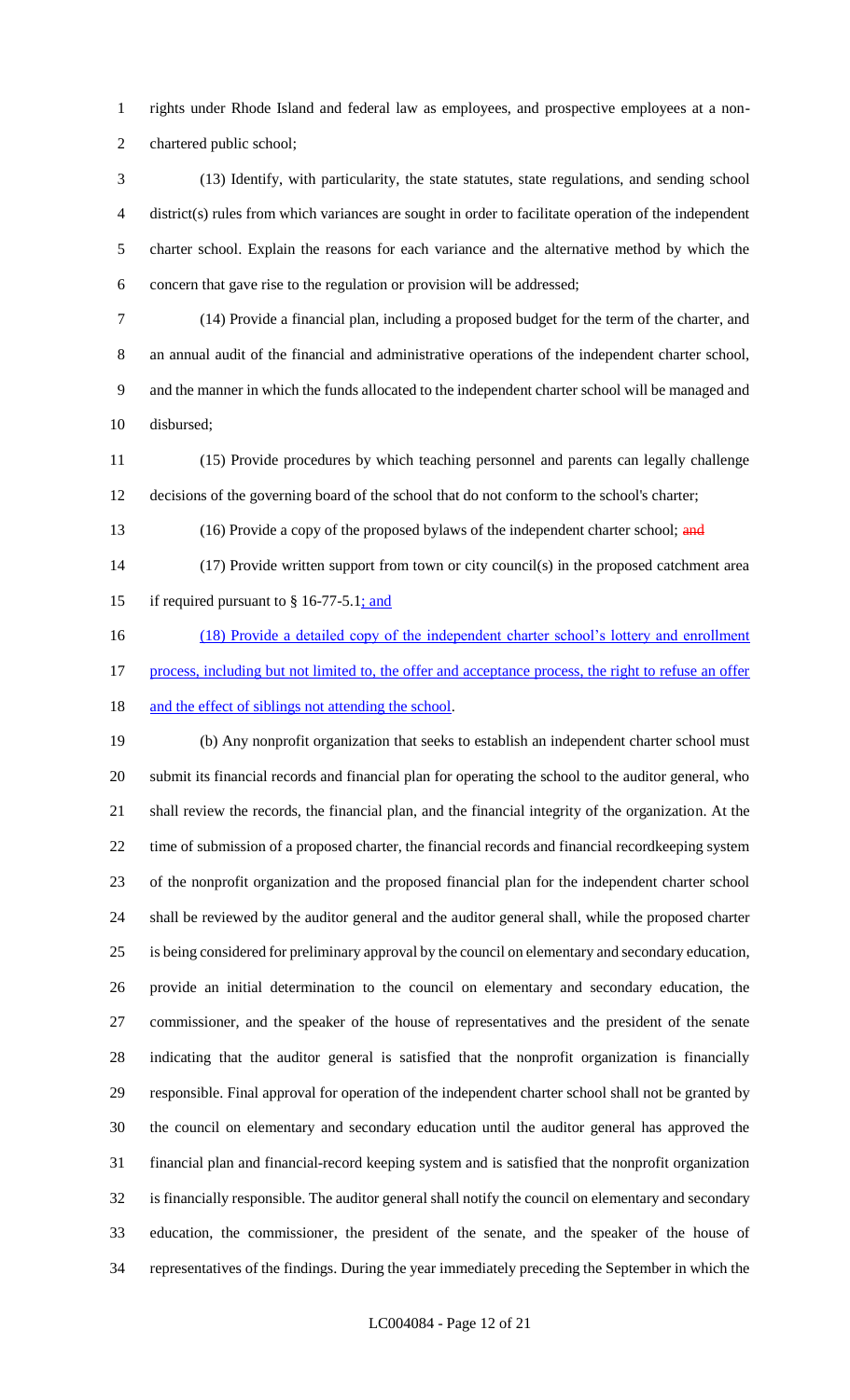rights under Rhode Island and federal law as employees, and prospective employees at a non-chartered public school;

(13) Identify, with particularity, the state statutes, state regulations, and sending school district(s) rules from which variances are sought in order to facilitate operation of the independent charter school. Explain the reasons for each variance and the alternative method by which the concern that gave rise to the regulation or provision will be addressed;

(14) Provide a financial plan, including a proposed budget for the term of the charter, and an annual audit of the financial and administrative operations of the independent charter school, and the manner in which the funds allocated to the independent charter school will be managed and disbursed;

(15) Provide procedures by which teaching personnel and parents can legally challenge decisions of the governing board of the school that do not conform to the school's charter;

(16) Provide a copy of the proposed bylaws of the independent charter school; ~~and~~

(17) Provide written support from town or city council(s) in the proposed catchment area if required pursuant to § 16-77-5.1<u>; and</u>

<u>(18) Provide a detailed copy of the independent charter school's lottery and enrollment process, including but not limited to, the offer and acceptance process, the right to refuse an offer and the effect of siblings not attending the school</u>.

(b) Any nonprofit organization that seeks to establish an independent charter school must submit its financial records and financial plan for operating the school to the auditor general, who shall review the records, the financial plan, and the financial integrity of the organization. At the time of submission of a proposed charter, the financial records and financial recordkeeping system of the nonprofit organization and the proposed financial plan for the independent charter school shall be reviewed by the auditor general and the auditor general shall, while the proposed charter is being considered for preliminary approval by the council on elementary and secondary education, provide an initial determination to the council on elementary and secondary education, the commissioner, and the speaker of the house of representatives and the president of the senate indicating that the auditor general is satisfied that the nonprofit organization is financially responsible. Final approval for operation of the independent charter school shall not be granted by the council on elementary and secondary education until the auditor general has approved the financial plan and financial-record keeping system and is satisfied that the nonprofit organization is financially responsible. The auditor general shall notify the council on elementary and secondary education, the commissioner, the president of the senate, and the speaker of the house of representatives of the findings. During the year immediately preceding the September in which the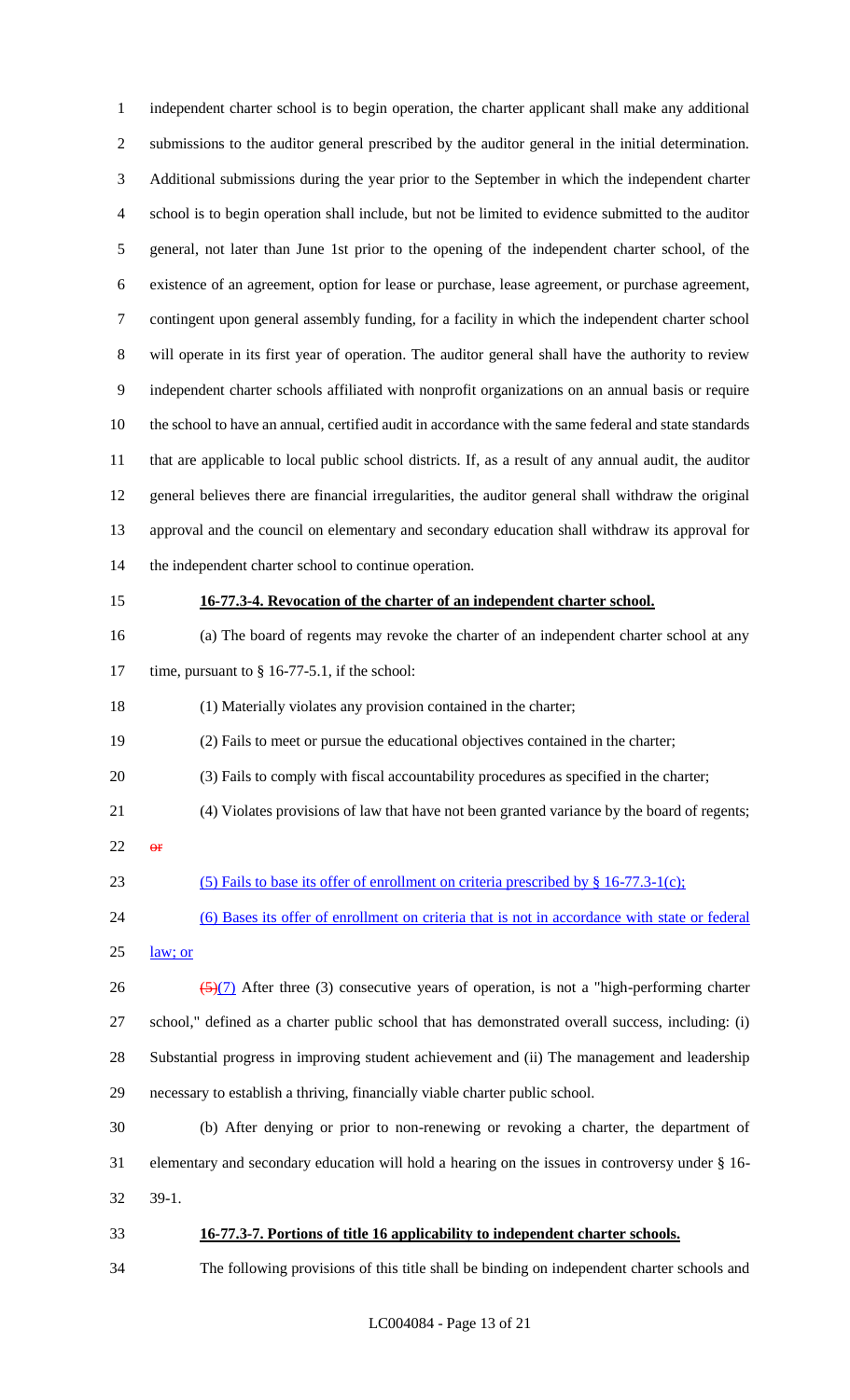independent charter school is to begin operation, the charter applicant shall make any additional submissions to the auditor general prescribed by the auditor general in the initial determination. Additional submissions during the year prior to the September in which the independent charter school is to begin operation shall include, but not be limited to evidence submitted to the auditor general, not later than June 1st prior to the opening of the independent charter school, of the existence of an agreement, option for lease or purchase, lease agreement, or purchase agreement, contingent upon general assembly funding, for a facility in which the independent charter school will operate in its first year of operation. The auditor general shall have the authority to review independent charter schools affiliated with nonprofit organizations on an annual basis or require the school to have an annual, certified audit in accordance with the same federal and state standards that are applicable to local public school districts. If, as a result of any annual audit, the auditor general believes there are financial irregularities, the auditor general shall withdraw the original approval and the council on elementary and secondary education shall withdraw its approval for the independent charter school to continue operation.

**16-77.3-4. Revocation of the charter of an independent charter school.**

(a) The board of regents may revoke the charter of an independent charter school at any time, pursuant to § 16-77-5.1, if the school:

(1) Materially violates any provision contained in the charter;

(2) Fails to meet or pursue the educational objectives contained in the charter;

(3) Fails to comply with fiscal accountability procedures as specified in the charter;

(4) Violates provisions of law that have not been granted variance by the board of regents; ~~or~~

(5) Fails to base its offer of enrollment on criteria prescribed by § 16-77.3-1(c);

(6) Bases its offer of enrollment on criteria that is not in accordance with state or federal law; or

~~(5)~~(7) After three (3) consecutive years of operation, is not a "high-performing charter school," defined as a charter public school that has demonstrated overall success, including: (i) Substantial progress in improving student achievement and (ii) The management and leadership necessary to establish a thriving, financially viable charter public school.

(b) After denying or prior to non-renewing or revoking a charter, the department of elementary and secondary education will hold a hearing on the issues in controversy under § 16-39-1.

**16-77.3-7. Portions of title 16 applicability to independent charter schools.**

The following provisions of this title shall be binding on independent charter schools and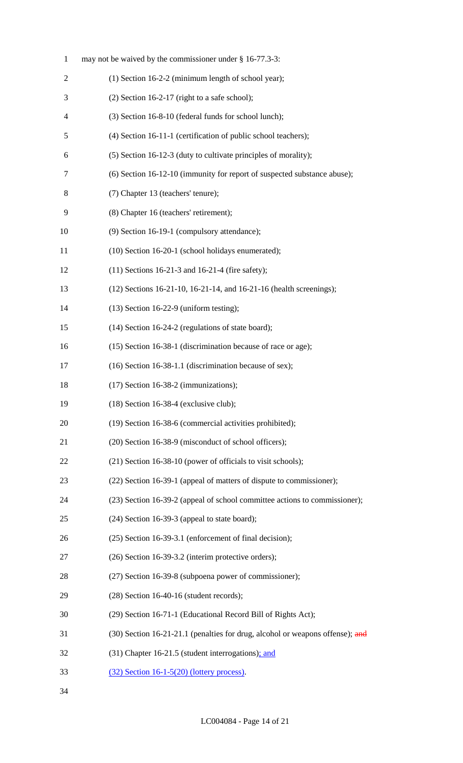may not be waived by the commissioner under § 16-77.3-3:

(1) Section 16-2-2 (minimum length of school year);

(2) Section 16-2-17 (right to a safe school);

(3) Section 16-8-10 (federal funds for school lunch);

(4) Section 16-11-1 (certification of public school teachers);

(5) Section 16-12-3 (duty to cultivate principles of morality);

(6) Section 16-12-10 (immunity for report of suspected substance abuse);

(7) Chapter 13 (teachers' tenure);

(8) Chapter 16 (teachers' retirement);

(9) Section 16-19-1 (compulsory attendance);

(10) Section 16-20-1 (school holidays enumerated);

(11) Sections 16-21-3 and 16-21-4 (fire safety);

(12) Sections 16-21-10, 16-21-14, and 16-21-16 (health screenings);

(13) Section 16-22-9 (uniform testing);

(14) Section 16-24-2 (regulations of state board);

(15) Section 16-38-1 (discrimination because of race or age);

(16) Section 16-38-1.1 (discrimination because of sex);

(17) Section 16-38-2 (immunizations);

(18) Section 16-38-4 (exclusive club);

(19) Section 16-38-6 (commercial activities prohibited);

(20) Section 16-38-9 (misconduct of school officers);

(21) Section 16-38-10 (power of officials to visit schools);

(22) Section 16-39-1 (appeal of matters of dispute to commissioner);

(23) Section 16-39-2 (appeal of school committee actions to commissioner);

(24) Section 16-39-3 (appeal to state board);

(25) Section 16-39-3.1 (enforcement of final decision);

(26) Section 16-39-3.2 (interim protective orders);

(27) Section 16-39-8 (subpoena power of commissioner);

(28) Section 16-40-16 (student records);

(29) Section 16-71-1 (Educational Record Bill of Rights Act);

(30) Section 16-21-21.1 (penalties for drug, alcohol or weapons offense); ~~and~~

(31) Chapter 16-21.5 (student interrogations); and

(32) Section 16-1-5(20) (lottery process).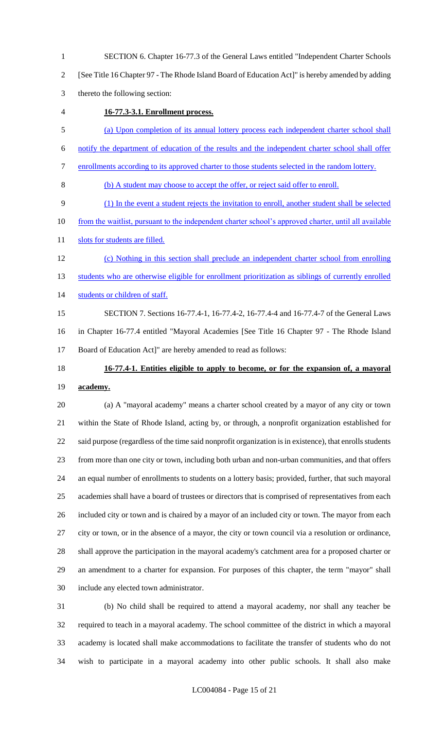SECTION 6. Chapter 16-77.3 of the General Laws entitled "Independent Charter Schools [See Title 16 Chapter 97 - The Rhode Island Board of Education Act]" is hereby amended by adding thereto the following section:

**16-77.3-3.1. Enrollment process.**

(a) Upon completion of its annual lottery process each independent charter school shall notify the department of education of the results and the independent charter school shall offer enrollments according to its approved charter to those students selected in the random lottery.

(b) A student may choose to accept the offer, or reject said offer to enroll.

(1) In the event a student rejects the invitation to enroll, another student shall be selected from the waitlist, pursuant to the independent charter school's approved charter, until all available slots for students are filled.

(c) Nothing in this section shall preclude an independent charter school from enrolling students who are otherwise eligible for enrollment prioritization as siblings of currently enrolled students or children of staff.

SECTION 7. Sections 16-77.4-1, 16-77.4-2, 16-77.4-4 and 16-77.4-7 of the General Laws in Chapter 16-77.4 entitled "Mayoral Academies [See Title 16 Chapter 97 - The Rhode Island Board of Education Act]" are hereby amended to read as follows:

**16-77.4-1. Entities eligible to apply to become, or for the expansion of, a mayoral academy.**

(a) A "mayoral academy" means a charter school created by a mayor of any city or town within the State of Rhode Island, acting by, or through, a nonprofit organization established for said purpose (regardless of the time said nonprofit organization is in existence), that enrolls students from more than one city or town, including both urban and non-urban communities, and that offers an equal number of enrollments to students on a lottery basis; provided, further, that such mayoral academies shall have a board of trustees or directors that is comprised of representatives from each included city or town and is chaired by a mayor of an included city or town. The mayor from each city or town, or in the absence of a mayor, the city or town council via a resolution or ordinance, shall approve the participation in the mayoral academy's catchment area for a proposed charter or an amendment to a charter for expansion. For purposes of this chapter, the term "mayor" shall include any elected town administrator.

(b) No child shall be required to attend a mayoral academy, nor shall any teacher be required to teach in a mayoral academy. The school committee of the district in which a mayoral academy is located shall make accommodations to facilitate the transfer of students who do not wish to participate in a mayoral academy into other public schools. It shall also make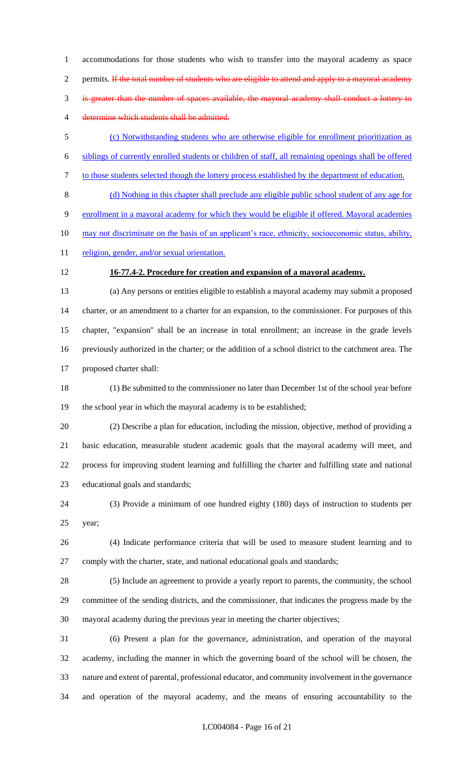accommodations for those students who wish to transfer into the mayoral academy as space permits. ~~If the total number of students who are eligible to attend and apply to a mayoral academy is greater than the number of spaces available, the mayoral academy shall conduct a lottery to determine which students shall be admitted.~~

<u>(c) Notwithstanding students who are otherwise eligible for enrollment prioritization as siblings of currently enrolled students or children of staff, all remaining openings shall be offered to those students selected though the lottery process established by the department of education.</u>

<u>(d) Nothing in this chapter shall preclude any eligible public school student of any age for enrollment in a mayoral academy for which they would be eligible if offered. Mayoral academies may not discriminate on the basis of an applicant's race, ethnicity, socioeconomic status, ability, religion, gender, and/or sexual orientation.</u>

**16-77.4-2. Procedure for creation and expansion of a mayoral academy.**

(a) Any persons or entities eligible to establish a mayoral academy may submit a proposed charter, or an amendment to a charter for an expansion, to the commissioner. For purposes of this chapter, "expansion" shall be an increase in total enrollment; an increase in the grade levels previously authorized in the charter; or the addition of a school district to the catchment area. The proposed charter shall:

(1) Be submitted to the commissioner no later than December 1st of the school year before the school year in which the mayoral academy is to be established;

(2) Describe a plan for education, including the mission, objective, method of providing a basic education, measurable student academic goals that the mayoral academy will meet, and process for improving student learning and fulfilling the charter and fulfilling state and national educational goals and standards;

(3) Provide a minimum of one hundred eighty (180) days of instruction to students per year;

(4) Indicate performance criteria that will be used to measure student learning and to comply with the charter, state, and national educational goals and standards;

(5) Include an agreement to provide a yearly report to parents, the community, the school committee of the sending districts, and the commissioner, that indicates the progress made by the mayoral academy during the previous year in meeting the charter objectives;

(6) Present a plan for the governance, administration, and operation of the mayoral academy, including the manner in which the governing board of the school will be chosen, the nature and extent of parental, professional educator, and community involvement in the governance and operation of the mayoral academy, and the means of ensuring accountability to the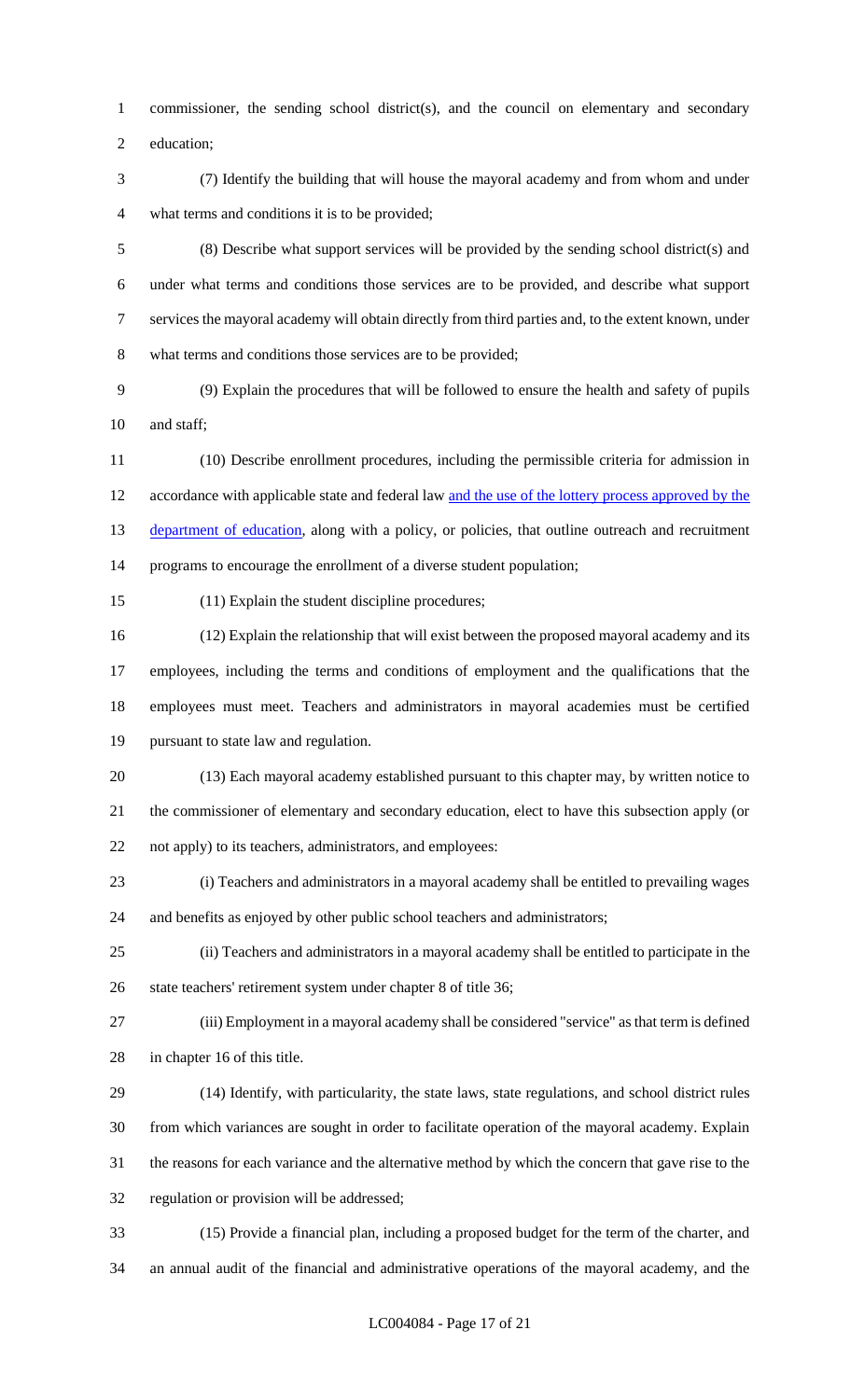commissioner, the sending school district(s), and the council on elementary and secondary education;

(7) Identify the building that will house the mayoral academy and from whom and under what terms and conditions it is to be provided;

(8) Describe what support services will be provided by the sending school district(s) and under what terms and conditions those services are to be provided, and describe what support services the mayoral academy will obtain directly from third parties and, to the extent known, under what terms and conditions those services are to be provided;

(9) Explain the procedures that will be followed to ensure the health and safety of pupils and staff;

(10) Describe enrollment procedures, including the permissible criteria for admission in accordance with applicable state and federal law and the use of the lottery process approved by the department of education, along with a policy, or policies, that outline outreach and recruitment programs to encourage the enrollment of a diverse student population;

(11) Explain the student discipline procedures;

(12) Explain the relationship that will exist between the proposed mayoral academy and its employees, including the terms and conditions of employment and the qualifications that the employees must meet. Teachers and administrators in mayoral academies must be certified pursuant to state law and regulation.

(13) Each mayoral academy established pursuant to this chapter may, by written notice to the commissioner of elementary and secondary education, elect to have this subsection apply (or not apply) to its teachers, administrators, and employees:

(i) Teachers and administrators in a mayoral academy shall be entitled to prevailing wages and benefits as enjoyed by other public school teachers and administrators;

(ii) Teachers and administrators in a mayoral academy shall be entitled to participate in the state teachers' retirement system under chapter 8 of title 36;

(iii) Employment in a mayoral academy shall be considered "service" as that term is defined in chapter 16 of this title.

(14) Identify, with particularity, the state laws, state regulations, and school district rules from which variances are sought in order to facilitate operation of the mayoral academy. Explain the reasons for each variance and the alternative method by which the concern that gave rise to the regulation or provision will be addressed;

(15) Provide a financial plan, including a proposed budget for the term of the charter, and an annual audit of the financial and administrative operations of the mayoral academy, and the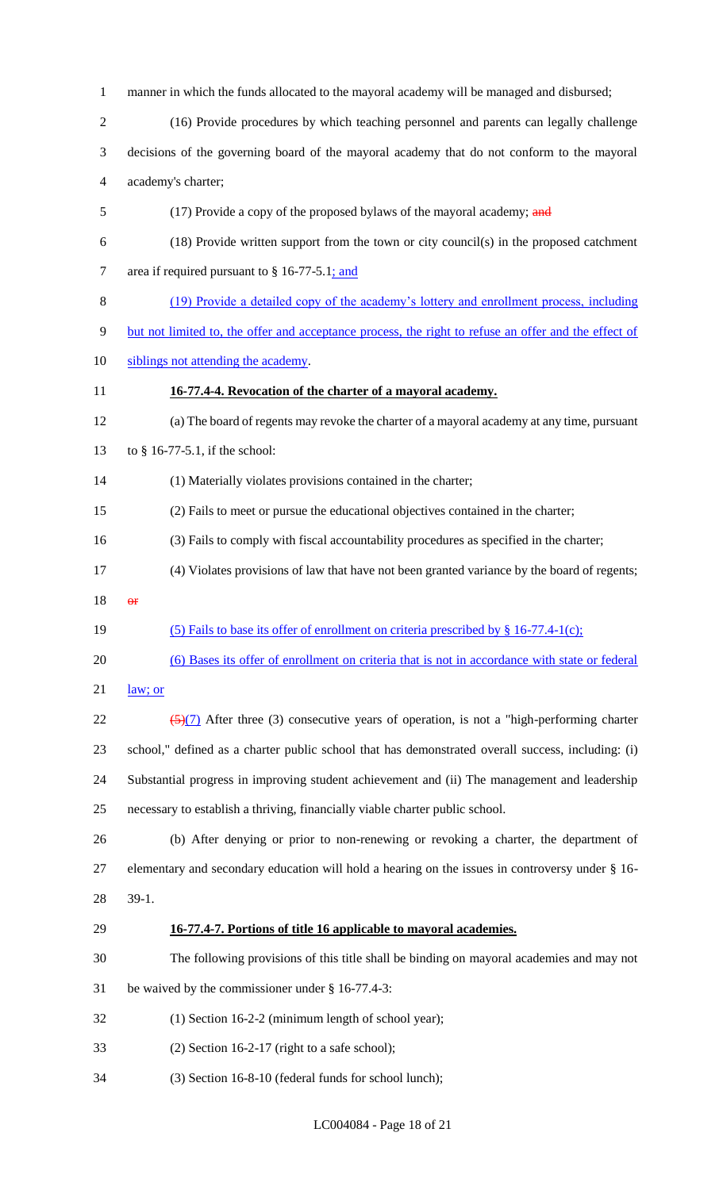manner in which the funds allocated to the mayoral academy will be managed and disbursed;

(16) Provide procedures by which teaching personnel and parents can legally challenge decisions of the governing board of the mayoral academy that do not conform to the mayoral academy's charter;

(17) Provide a copy of the proposed bylaws of the mayoral academy; ~~and~~

(18) Provide written support from the town or city council(s) in the proposed catchment area if required pursuant to § 16-77-5.1; and

(19) Provide a detailed copy of the academy's lottery and enrollment process, including but not limited to, the offer and acceptance process, the right to refuse an offer and the effect of siblings not attending the academy.

**16-77.4-4. Revocation of the charter of a mayoral academy.**

(a) The board of regents may revoke the charter of a mayoral academy at any time, pursuant to § 16-77-5.1, if the school:

(1) Materially violates provisions contained in the charter;

(2) Fails to meet or pursue the educational objectives contained in the charter;

(3) Fails to comply with fiscal accountability procedures as specified in the charter;

(4) Violates provisions of law that have not been granted variance by the board of regents; ~~or~~

(5) Fails to base its offer of enrollment on criteria prescribed by § 16-77.4-1(c);

(6) Bases its offer of enrollment on criteria that is not in accordance with state or federal law; or

~~(5)~~(7) After three (3) consecutive years of operation, is not a "high-performing charter school," defined as a charter public school that has demonstrated overall success, including: (i) Substantial progress in improving student achievement and (ii) The management and leadership necessary to establish a thriving, financially viable charter public school.

(b) After denying or prior to non-renewing or revoking a charter, the department of elementary and secondary education will hold a hearing on the issues in controversy under § 16-39-1.

**16-77.4-7. Portions of title 16 applicable to mayoral academies.**

The following provisions of this title shall be binding on mayoral academies and may not be waived by the commissioner under § 16-77.4-3:

(1) Section 16-2-2 (minimum length of school year);

(2) Section 16-2-17 (right to a safe school);

(3) Section 16-8-10 (federal funds for school lunch);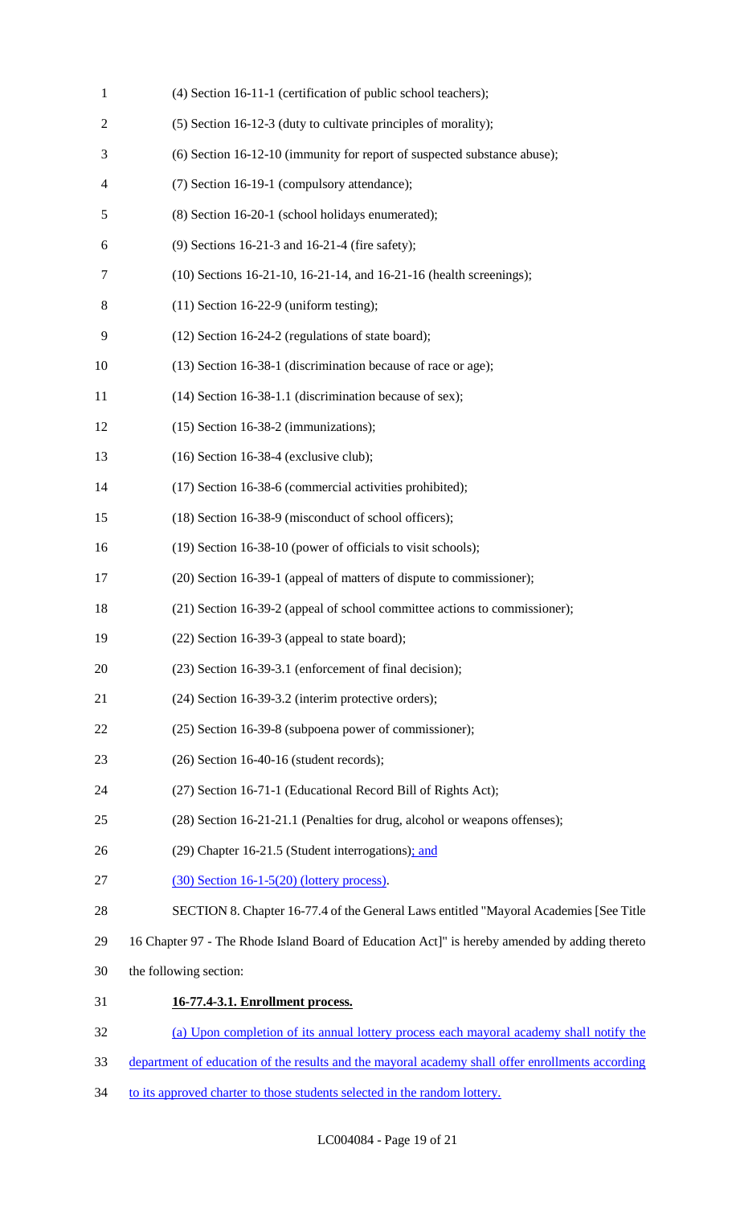(4) Section 16-11-1 (certification of public school teachers);

(5) Section 16-12-3 (duty to cultivate principles of morality);

(6) Section 16-12-10 (immunity for report of suspected substance abuse);

(7) Section 16-19-1 (compulsory attendance);

(8) Section 16-20-1 (school holidays enumerated);

(9) Sections 16-21-3 and 16-21-4 (fire safety);

(10) Sections 16-21-10, 16-21-14, and 16-21-16 (health screenings);

(11) Section 16-22-9 (uniform testing);

(12) Section 16-24-2 (regulations of state board);

(13) Section 16-38-1 (discrimination because of race or age);

(14) Section 16-38-1.1 (discrimination because of sex);

(15) Section 16-38-2 (immunizations);

(16) Section 16-38-4 (exclusive club);

(17) Section 16-38-6 (commercial activities prohibited);

(18) Section 16-38-9 (misconduct of school officers);

(19) Section 16-38-10 (power of officials to visit schools);

(20) Section 16-39-1 (appeal of matters of dispute to commissioner);

(21) Section 16-39-2 (appeal of school committee actions to commissioner);

(22) Section 16-39-3 (appeal to state board);

(23) Section 16-39-3.1 (enforcement of final decision);

(24) Section 16-39-3.2 (interim protective orders);

(25) Section 16-39-8 (subpoena power of commissioner);

(26) Section 16-40-16 (student records);

(27) Section 16-71-1 (Educational Record Bill of Rights Act);

(28) Section 16-21-21.1 (Penalties for drug, alcohol or weapons offenses);

(29) Chapter 16-21.5 (Student interrogations); and

(30) Section 16-1-5(20) (lottery process).

SECTION 8. Chapter 16-77.4 of the General Laws entitled "Mayoral Academies [See Title 16 Chapter 97 - The Rhode Island Board of Education Act]" is hereby amended by adding thereto the following section:

**16-77.4-3.1. Enrollment process.**

(a) Upon completion of its annual lottery process each mayoral academy shall notify the department of education of the results and the mayoral academy shall offer enrollments according to its approved charter to those students selected in the random lottery.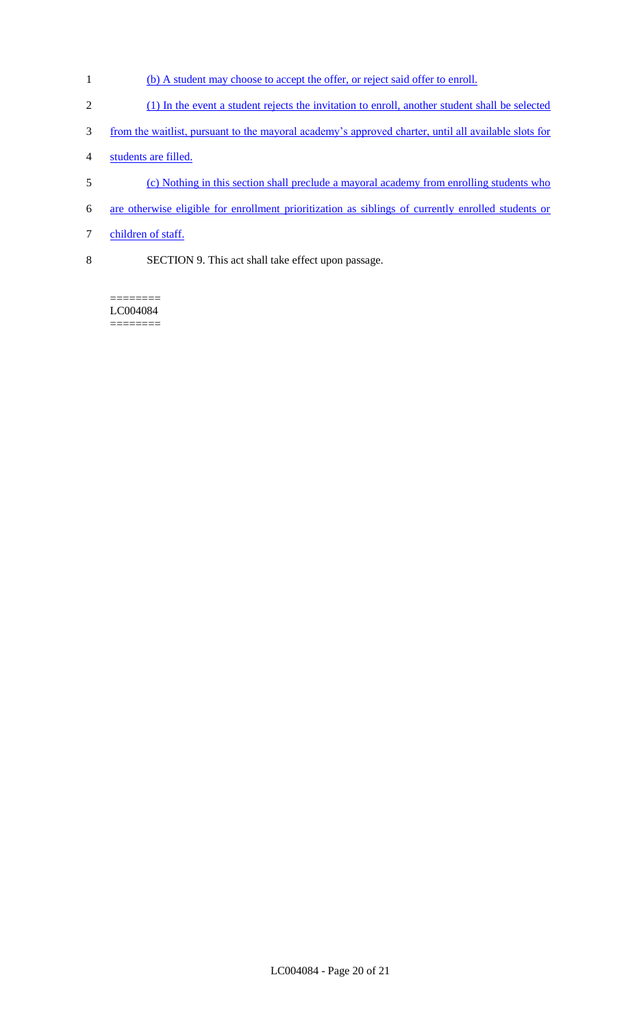(b) A student may choose to accept the offer, or reject said offer to enroll.

(1) In the event a student rejects the invitation to enroll, another student shall be selected from the waitlist, pursuant to the mayoral academy's approved charter, until all available slots for students are filled.

(c) Nothing in this section shall preclude a mayoral academy from enrolling students who are otherwise eligible for enrollment prioritization as siblings of currently enrolled students or children of staff.

SECTION 9. This act shall take effect upon passage.

========
LC004084
========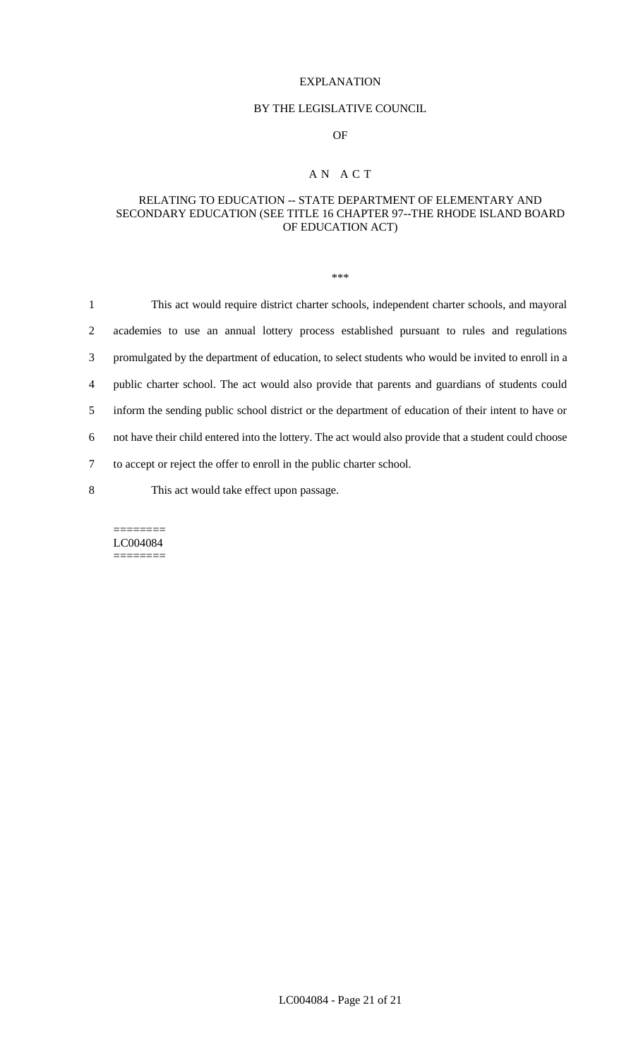EXPLANATION

BY THE LEGISLATIVE COUNCIL

OF

A N A C T

RELATING TO EDUCATION -- STATE DEPARTMENT OF ELEMENTARY AND SECONDARY EDUCATION (SEE TITLE 16 CHAPTER 97--THE RHODE ISLAND BOARD OF EDUCATION ACT)

\*\*\*

1 This act would require district charter schools, independent charter schools, and mayoral
2 academies to use an annual lottery process established pursuant to rules and regulations
3 promulgated by the department of education, to select students who would be invited to enroll in a
4 public charter school. The act would also provide that parents and guardians of students could
5 inform the sending public school district or the department of education of their intent to have or
6 not have their child entered into the lottery. The act would also provide that a student could choose
7 to accept or reject the offer to enroll in the public charter school.
8 This act would take effect upon passage.

========
LC004084
========